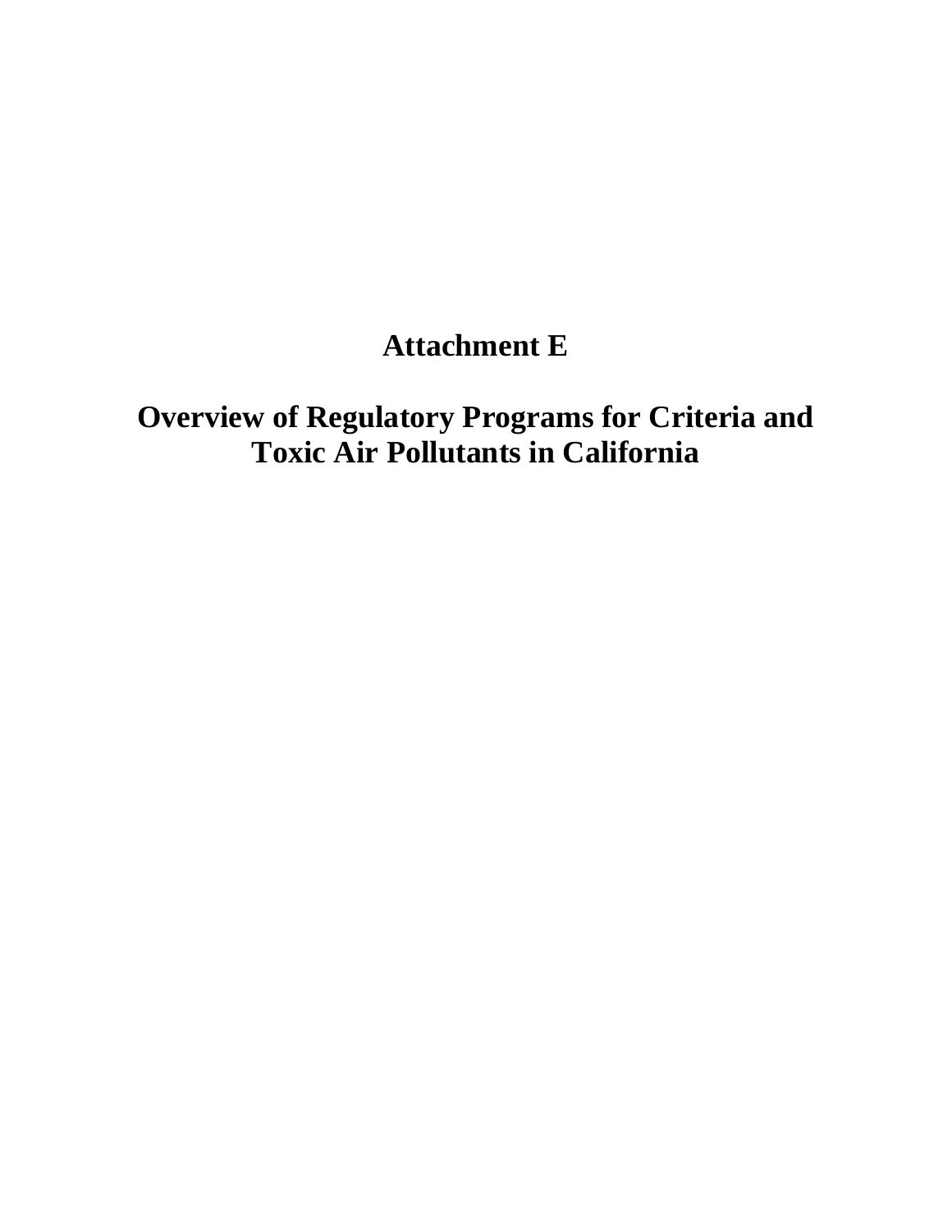# Attachment E

# Overview of Regulatory Programs for Criteria and Toxic Air Pollutants in California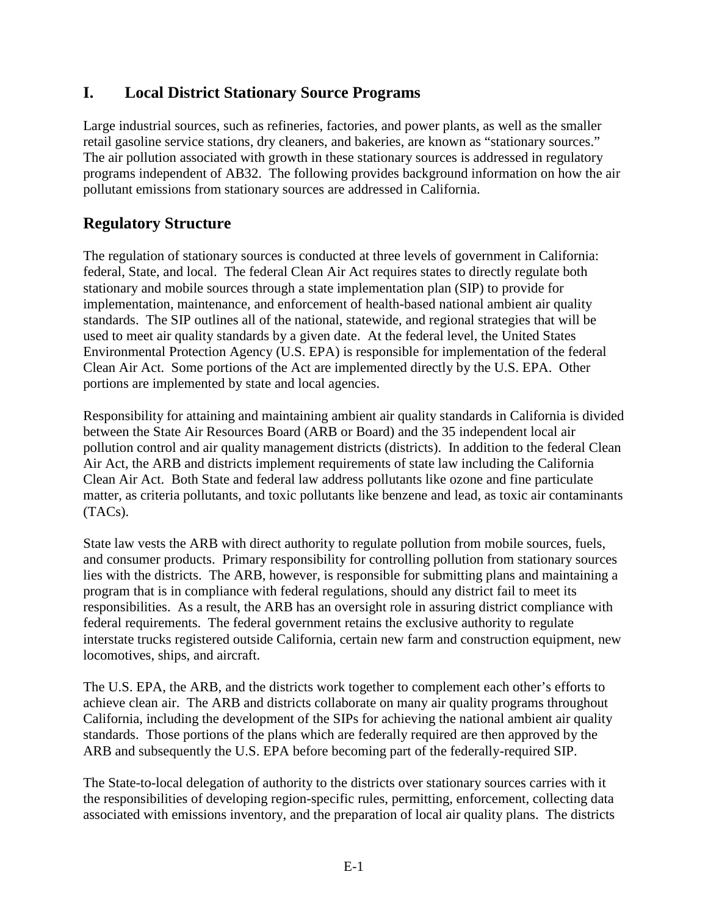# I. Local District Stationary Source Programs

Large industrial sources, such as refineries, factories, and power plants, as well as the smaller retail gasoline service stations, dry cleaners, and bakeries, are known as "stationary sources." The air pollution associated with growth in these stationary sources is addressed in regulatory programs independent of AB32. The following provides background information on how the air pollutant emissions from stationary sources are addressed in California.

## Regulatory Structure

The regulation of stationary sources is conducted at three levels of government in California: federal, State, and local. The federal Clean Air Act requires states to directly regulate both stationary and mobile sources through a state implementation plan (SIP) to provide for implementation, maintenance, and enforcement of health-based national ambient air quality standards. The SIP outlines all of the national, statewide, and regional strategies that will be used to meet air quality standards by a given date. At the federal level, the United States Environmental Protection Agency (U.S. EPA) is responsible for implementation of the federal Clean Air Act. Some portions of the Act are implemented directly by the U.S. EPA. Other portions are implemented by state and local agencies.

Responsibility for attaining and maintaining ambient air quality standards in California is divided between the State Air Resources Board (ARB or Board) and the 35 independent local air pollution control and air quality management districts (districts). In addition to the federal Clean Air Act, the ARB and districts implement requirements of state law including the California Clean Air Act. Both State and federal law address pollutants like ozone and fine particulate matter, as criteria pollutants, and toxic pollutants like benzene and lead, as toxic air contaminants (TACs).

State law vests the ARB with direct authority to regulate pollution from mobile sources, fuels, and consumer products. Primary responsibility for controlling pollution from stationary sources lies with the districts. The ARB, however, is responsible for submitting plans and maintaining a program that is in compliance with federal regulations, should any district fail to meet its responsibilities. As a result, the ARB has an oversight role in assuring district compliance with federal requirements. The federal government retains the exclusive authority to regulate interstate trucks registered outside California, certain new farm and construction equipment, new locomotives, ships, and aircraft.

The U.S. EPA, the ARB, and the districts work together to complement each other's efforts to achieve clean air. The ARB and districts collaborate on many air quality programs throughout California, including the development of the SIPs for achieving the national ambient air quality standards. Those portions of the plans which are federally required are then approved by the ARB and subsequently the U.S. EPA before becoming part of the federally-required SIP.

The State-to-local delegation of authority to the districts over stationary sources carries with it the responsibilities of developing region-specific rules, permitting, enforcement, collecting data associated with emissions inventory, and the preparation of local air quality plans. The districts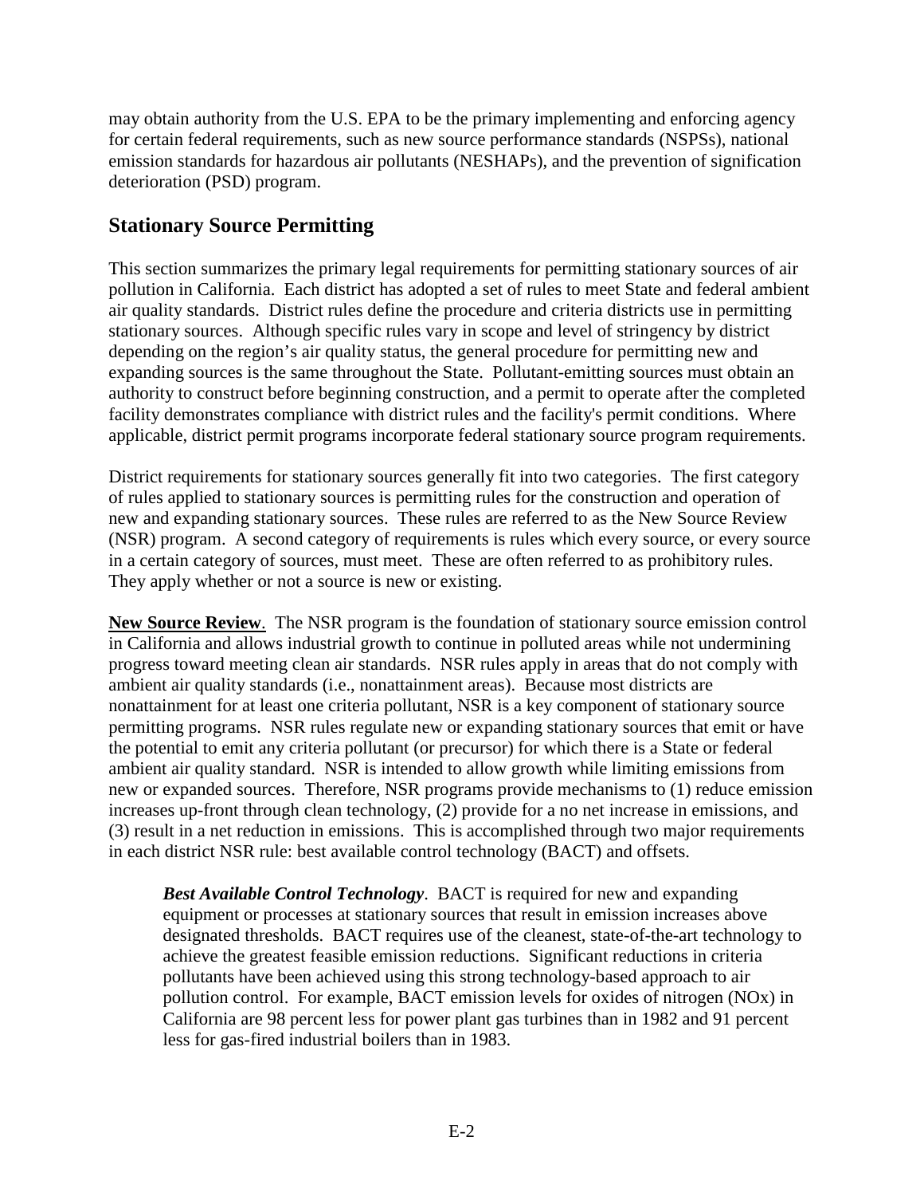may obtain authority from the U.S. EPA to be the primary implementing and enforcing agency for certain federal requirements, such as new source performance standards (NSPSs), national emission standards for hazardous air pollutants (NESHAPs), and the prevention of signification deterioration (PSD) program.

## Stationary Source Permitting

This section summarizes the primary legal requirements for permitting stationary sources of air pollution in California. Each district has adopted a set of rules to meet State and federal ambient air quality standards. District rules define the procedure and criteria districts use in permitting stationary sources. Although specific rules vary in scope and level of stringency by district depending on the region's air quality status, the general procedure for permitting new and expanding sources is the same throughout the State. Pollutant-emitting sources must obtain an authority to construct before beginning construction, and a permit to operate after the completed facility demonstrates compliance with district rules and the facility's permit conditions. Where applicable, district permit programs incorporate federal stationary source program requirements.

District requirements for stationary sources generally fit into two categories. The first category of rules applied to stationary sources is permitting rules for the construction and operation of new and expanding stationary sources. These rules are referred to as the New Source Review (NSR) program. A second category of requirements is rules which every source, or every source in a certain category of sources, must meet. These are often referred to as prohibitory rules. They apply whether or not a source is new or existing.

**New Source Review**. The NSR program is the foundation of stationary source emission control in California and allows industrial growth to continue in polluted areas while not undermining progress toward meeting clean air standards. NSR rules apply in areas that do not comply with ambient air quality standards (i.e., nonattainment areas). Because most districts are nonattainment for at least one criteria pollutant, NSR is a key component of stationary source permitting programs. NSR rules regulate new or expanding stationary sources that emit or have the potential to emit any criteria pollutant (or precursor) for which there is a State or federal ambient air quality standard. NSR is intended to allow growth while limiting emissions from new or expanded sources. Therefore, NSR programs provide mechanisms to (1) reduce emission increases up-front through clean technology, (2) provide for a no net increase in emissions, and (3) result in a net reduction in emissions. This is accomplished through two major requirements in each district NSR rule: best available control technology (BACT) and offsets.

> ***Best Available Control Technology***. BACT is required for new and expanding equipment or processes at stationary sources that result in emission increases above designated thresholds. BACT requires use of the cleanest, state-of-the-art technology to achieve the greatest feasible emission reductions. Significant reductions in criteria pollutants have been achieved using this strong technology-based approach to air pollution control. For example, BACT emission levels for oxides of nitrogen (NOx) in California are 98 percent less for power plant gas turbines than in 1982 and 91 percent less for gas-fired industrial boilers than in 1983.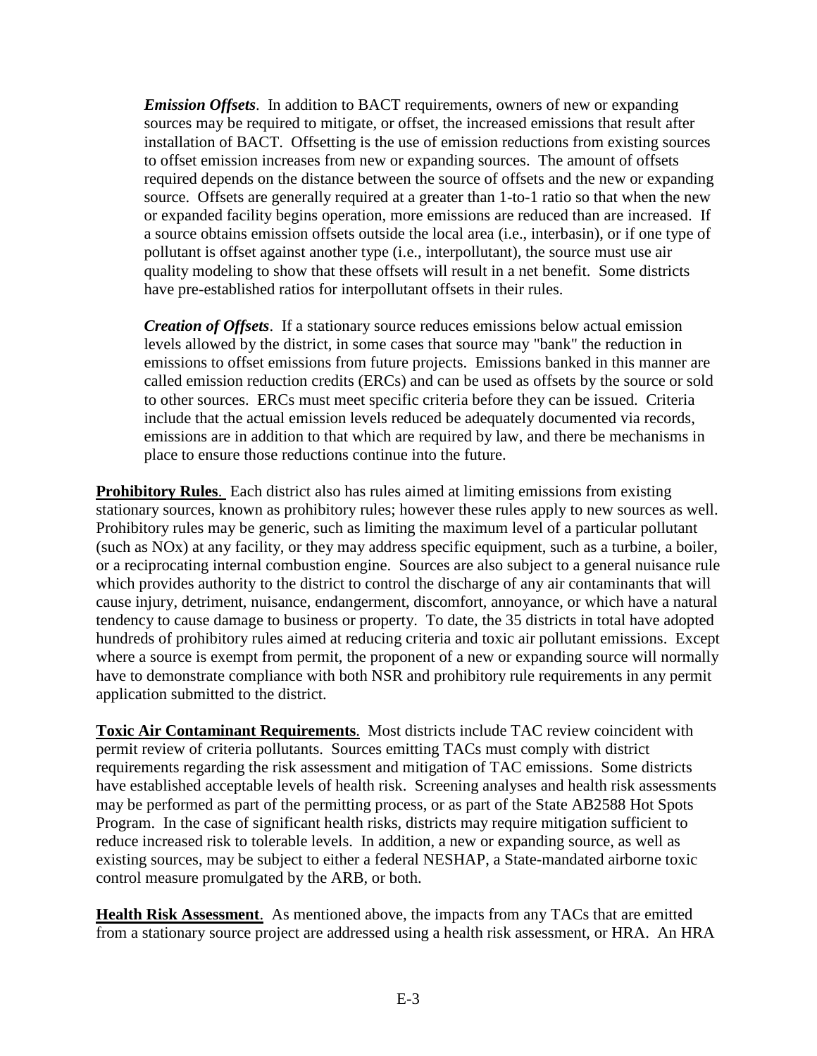*Emission Offsets*. In addition to BACT requirements, owners of new or expanding sources may be required to mitigate, or offset, the increased emissions that result after installation of BACT. Offsetting is the use of emission reductions from existing sources to offset emission increases from new or expanding sources. The amount of offsets required depends on the distance between the source of offsets and the new or expanding source. Offsets are generally required at a greater than 1-to-1 ratio so that when the new or expanded facility begins operation, more emissions are reduced than are increased. If a source obtains emission offsets outside the local area (i.e., interbasin), or if one type of pollutant is offset against another type (i.e., interpollutant), the source must use air quality modeling to show that these offsets will result in a net benefit. Some districts have pre-established ratios for interpollutant offsets in their rules.

*Creation of Offsets*. If a stationary source reduces emissions below actual emission levels allowed by the district, in some cases that source may "bank" the reduction in emissions to offset emissions from future projects. Emissions banked in this manner are called emission reduction credits (ERCs) and can be used as offsets by the source or sold to other sources. ERCs must meet specific criteria before they can be issued. Criteria include that the actual emission levels reduced be adequately documented via records, emissions are in addition to that which are required by law, and there be mechanisms in place to ensure those reductions continue into the future.

**Prohibitory Rules**. Each district also has rules aimed at limiting emissions from existing stationary sources, known as prohibitory rules; however these rules apply to new sources as well. Prohibitory rules may be generic, such as limiting the maximum level of a particular pollutant (such as NOx) at any facility, or they may address specific equipment, such as a turbine, a boiler, or a reciprocating internal combustion engine. Sources are also subject to a general nuisance rule which provides authority to the district to control the discharge of any air contaminants that will cause injury, detriment, nuisance, endangerment, discomfort, annoyance, or which have a natural tendency to cause damage to business or property. To date, the 35 districts in total have adopted hundreds of prohibitory rules aimed at reducing criteria and toxic air pollutant emissions. Except where a source is exempt from permit, the proponent of a new or expanding source will normally have to demonstrate compliance with both NSR and prohibitory rule requirements in any permit application submitted to the district.

**Toxic Air Contaminant Requirements**. Most districts include TAC review coincident with permit review of criteria pollutants. Sources emitting TACs must comply with district requirements regarding the risk assessment and mitigation of TAC emissions. Some districts have established acceptable levels of health risk. Screening analyses and health risk assessments may be performed as part of the permitting process, or as part of the State AB2588 Hot Spots Program. In the case of significant health risks, districts may require mitigation sufficient to reduce increased risk to tolerable levels. In addition, a new or expanding source, as well as existing sources, may be subject to either a federal NESHAP, a State-mandated airborne toxic control measure promulgated by the ARB, or both.

**Health Risk Assessment**. As mentioned above, the impacts from any TACs that are emitted from a stationary source project are addressed using a health risk assessment, or HRA. An HRA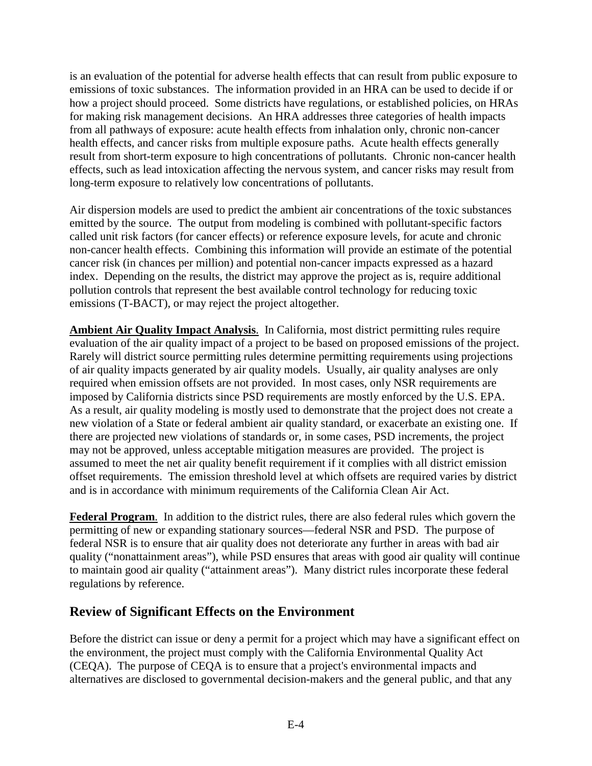is an evaluation of the potential for adverse health effects that can result from public exposure to emissions of toxic substances. The information provided in an HRA can be used to decide if or how a project should proceed. Some districts have regulations, or established policies, on HRAs for making risk management decisions. An HRA addresses three categories of health impacts from all pathways of exposure: acute health effects from inhalation only, chronic non-cancer health effects, and cancer risks from multiple exposure paths. Acute health effects generally result from short-term exposure to high concentrations of pollutants. Chronic non-cancer health effects, such as lead intoxication affecting the nervous system, and cancer risks may result from long-term exposure to relatively low concentrations of pollutants.

Air dispersion models are used to predict the ambient air concentrations of the toxic substances emitted by the source. The output from modeling is combined with pollutant-specific factors called unit risk factors (for cancer effects) or reference exposure levels, for acute and chronic non-cancer health effects. Combining this information will provide an estimate of the potential cancer risk (in chances per million) and potential non-cancer impacts expressed as a hazard index. Depending on the results, the district may approve the project as is, require additional pollution controls that represent the best available control technology for reducing toxic emissions (T-BACT), or may reject the project altogether.

**Ambient Air Quality Impact Analysis**. In California, most district permitting rules require evaluation of the air quality impact of a project to be based on proposed emissions of the project. Rarely will district source permitting rules determine permitting requirements using projections of air quality impacts generated by air quality models. Usually, air quality analyses are only required when emission offsets are not provided. In most cases, only NSR requirements are imposed by California districts since PSD requirements are mostly enforced by the U.S. EPA. As a result, air quality modeling is mostly used to demonstrate that the project does not create a new violation of a State or federal ambient air quality standard, or exacerbate an existing one. If there are projected new violations of standards or, in some cases, PSD increments, the project may not be approved, unless acceptable mitigation measures are provided. The project is assumed to meet the net air quality benefit requirement if it complies with all district emission offset requirements. The emission threshold level at which offsets are required varies by district and is in accordance with minimum requirements of the California Clean Air Act.

**Federal Program**. In addition to the district rules, there are also federal rules which govern the permitting of new or expanding stationary sources—federal NSR and PSD. The purpose of federal NSR is to ensure that air quality does not deteriorate any further in areas with bad air quality ("nonattainment areas"), while PSD ensures that areas with good air quality will continue to maintain good air quality ("attainment areas"). Many district rules incorporate these federal regulations by reference.

## Review of Significant Effects on the Environment

Before the district can issue or deny a permit for a project which may have a significant effect on the environment, the project must comply with the California Environmental Quality Act (CEQA). The purpose of CEQA is to ensure that a project's environmental impacts and alternatives are disclosed to governmental decision-makers and the general public, and that any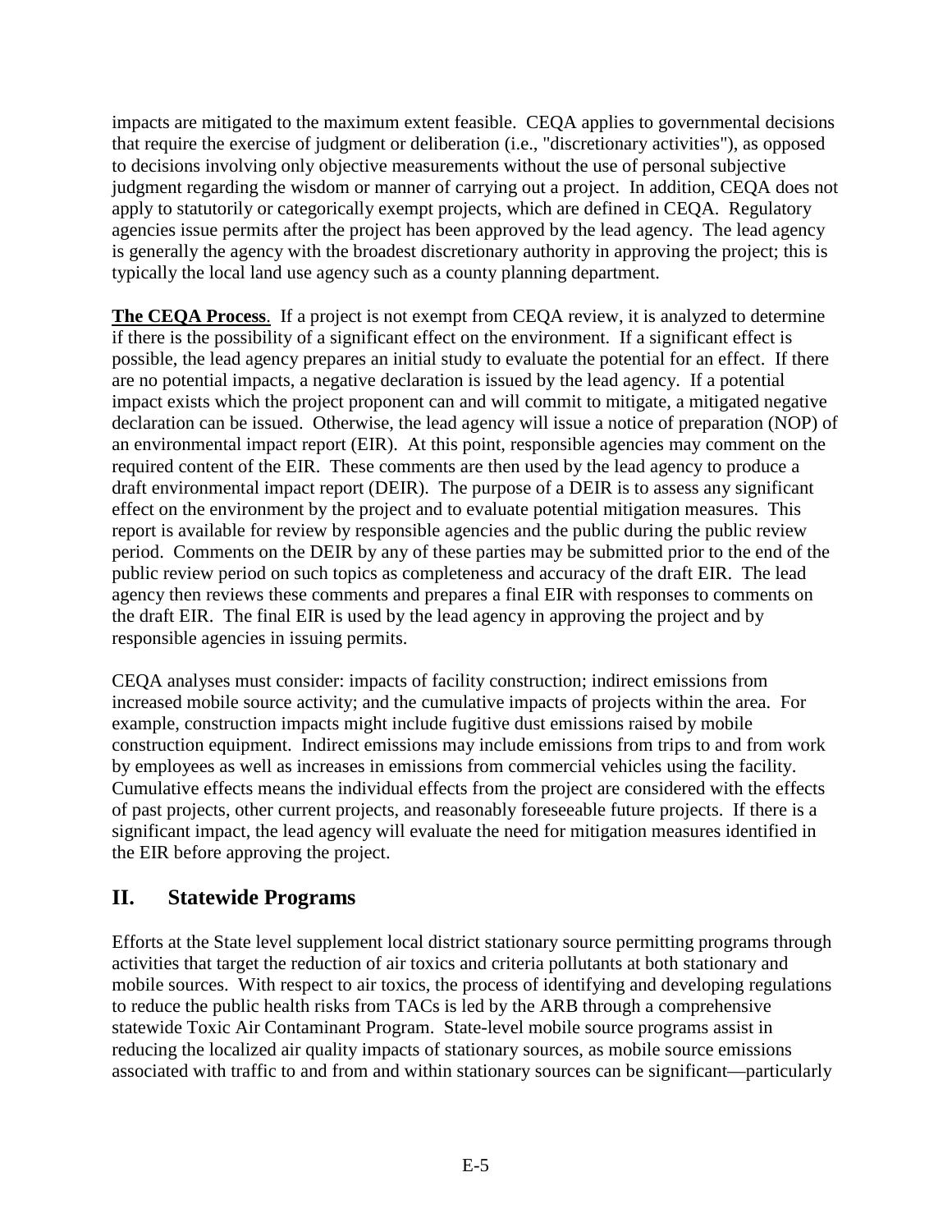impacts are mitigated to the maximum extent feasible. CEQA applies to governmental decisions that require the exercise of judgment or deliberation (i.e., "discretionary activities"), as opposed to decisions involving only objective measurements without the use of personal subjective judgment regarding the wisdom or manner of carrying out a project. In addition, CEQA does not apply to statutorily or categorically exempt projects, which are defined in CEQA. Regulatory agencies issue permits after the project has been approved by the lead agency. The lead agency is generally the agency with the broadest discretionary authority in approving the project; this is typically the local land use agency such as a county planning department.

**The CEQA Process**. If a project is not exempt from CEQA review, it is analyzed to determine if there is the possibility of a significant effect on the environment. If a significant effect is possible, the lead agency prepares an initial study to evaluate the potential for an effect. If there are no potential impacts, a negative declaration is issued by the lead agency. If a potential impact exists which the project proponent can and will commit to mitigate, a mitigated negative declaration can be issued. Otherwise, the lead agency will issue a notice of preparation (NOP) of an environmental impact report (EIR). At this point, responsible agencies may comment on the required content of the EIR. These comments are then used by the lead agency to produce a draft environmental impact report (DEIR). The purpose of a DEIR is to assess any significant effect on the environment by the project and to evaluate potential mitigation measures. This report is available for review by responsible agencies and the public during the public review period. Comments on the DEIR by any of these parties may be submitted prior to the end of the public review period on such topics as completeness and accuracy of the draft EIR. The lead agency then reviews these comments and prepares a final EIR with responses to comments on the draft EIR. The final EIR is used by the lead agency in approving the project and by responsible agencies in issuing permits.

CEQA analyses must consider: impacts of facility construction; indirect emissions from increased mobile source activity; and the cumulative impacts of projects within the area. For example, construction impacts might include fugitive dust emissions raised by mobile construction equipment. Indirect emissions may include emissions from trips to and from work by employees as well as increases in emissions from commercial vehicles using the facility. Cumulative effects means the individual effects from the project are considered with the effects of past projects, other current projects, and reasonably foreseeable future projects. If there is a significant impact, the lead agency will evaluate the need for mitigation measures identified in the EIR before approving the project.

## II. Statewide Programs

Efforts at the State level supplement local district stationary source permitting programs through activities that target the reduction of air toxics and criteria pollutants at both stationary and mobile sources. With respect to air toxics, the process of identifying and developing regulations to reduce the public health risks from TACs is led by the ARB through a comprehensive statewide Toxic Air Contaminant Program. State-level mobile source programs assist in reducing the localized air quality impacts of stationary sources, as mobile source emissions associated with traffic to and from and within stationary sources can be significant—particularly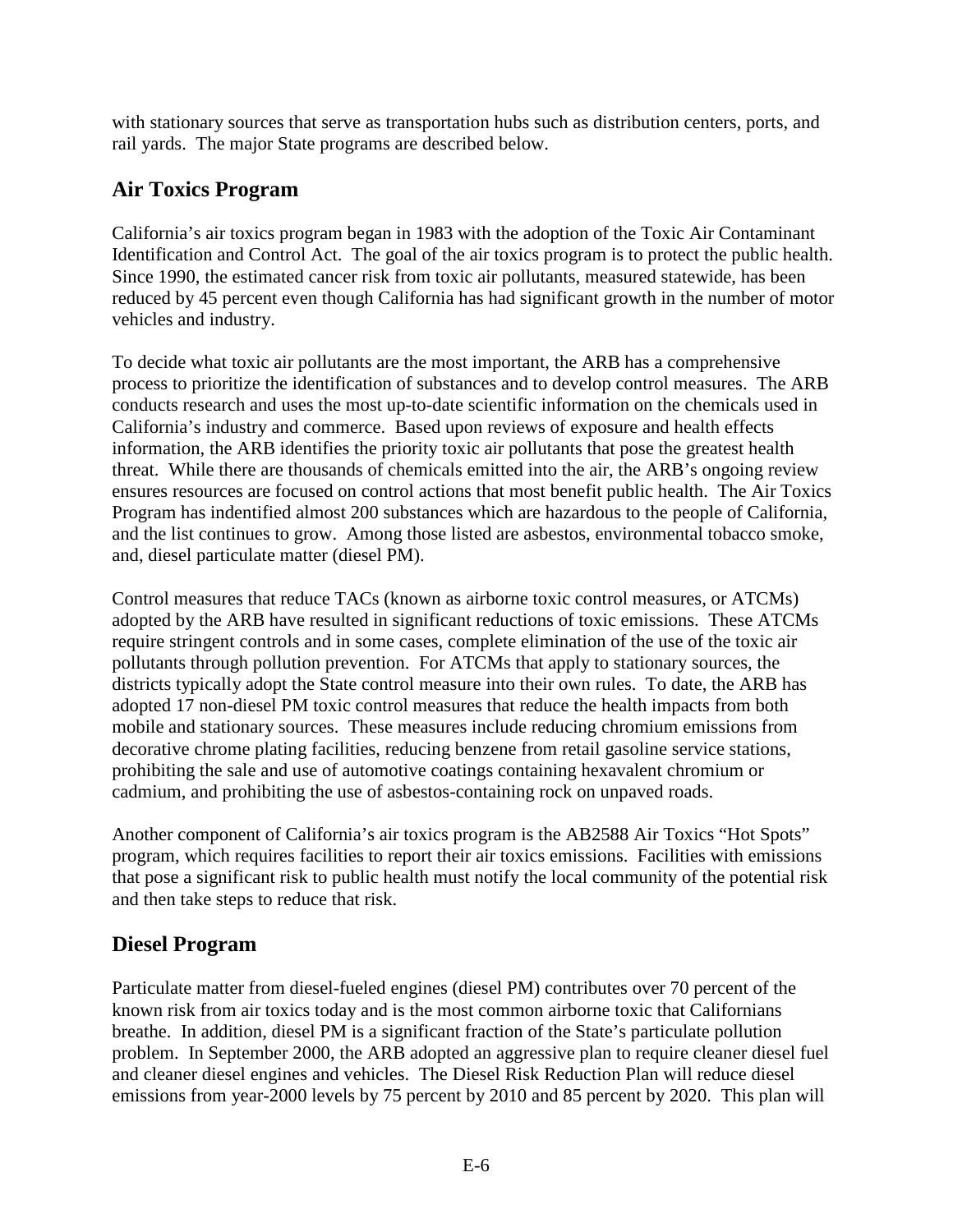with stationary sources that serve as transportation hubs such as distribution centers, ports, and rail yards. The major State programs are described below.

## Air Toxics Program

California's air toxics program began in 1983 with the adoption of the Toxic Air Contaminant Identification and Control Act. The goal of the air toxics program is to protect the public health. Since 1990, the estimated cancer risk from toxic air pollutants, measured statewide, has been reduced by 45 percent even though California has had significant growth in the number of motor vehicles and industry.

To decide what toxic air pollutants are the most important, the ARB has a comprehensive process to prioritize the identification of substances and to develop control measures. The ARB conducts research and uses the most up-to-date scientific information on the chemicals used in California's industry and commerce. Based upon reviews of exposure and health effects information, the ARB identifies the priority toxic air pollutants that pose the greatest health threat. While there are thousands of chemicals emitted into the air, the ARB's ongoing review ensures resources are focused on control actions that most benefit public health. The Air Toxics Program has indentified almost 200 substances which are hazardous to the people of California, and the list continues to grow. Among those listed are asbestos, environmental tobacco smoke, and, diesel particulate matter (diesel PM).

Control measures that reduce TACs (known as airborne toxic control measures, or ATCMs) adopted by the ARB have resulted in significant reductions of toxic emissions. These ATCMs require stringent controls and in some cases, complete elimination of the use of the toxic air pollutants through pollution prevention. For ATCMs that apply to stationary sources, the districts typically adopt the State control measure into their own rules. To date, the ARB has adopted 17 non-diesel PM toxic control measures that reduce the health impacts from both mobile and stationary sources. These measures include reducing chromium emissions from decorative chrome plating facilities, reducing benzene from retail gasoline service stations, prohibiting the sale and use of automotive coatings containing hexavalent chromium or cadmium, and prohibiting the use of asbestos-containing rock on unpaved roads.

Another component of California's air toxics program is the AB2588 Air Toxics "Hot Spots" program, which requires facilities to report their air toxics emissions. Facilities with emissions that pose a significant risk to public health must notify the local community of the potential risk and then take steps to reduce that risk.

## Diesel Program

Particulate matter from diesel-fueled engines (diesel PM) contributes over 70 percent of the known risk from air toxics today and is the most common airborne toxic that Californians breathe. In addition, diesel PM is a significant fraction of the State's particulate pollution problem. In September 2000, the ARB adopted an aggressive plan to require cleaner diesel fuel and cleaner diesel engines and vehicles. The Diesel Risk Reduction Plan will reduce diesel emissions from year-2000 levels by 75 percent by 2010 and 85 percent by 2020. This plan will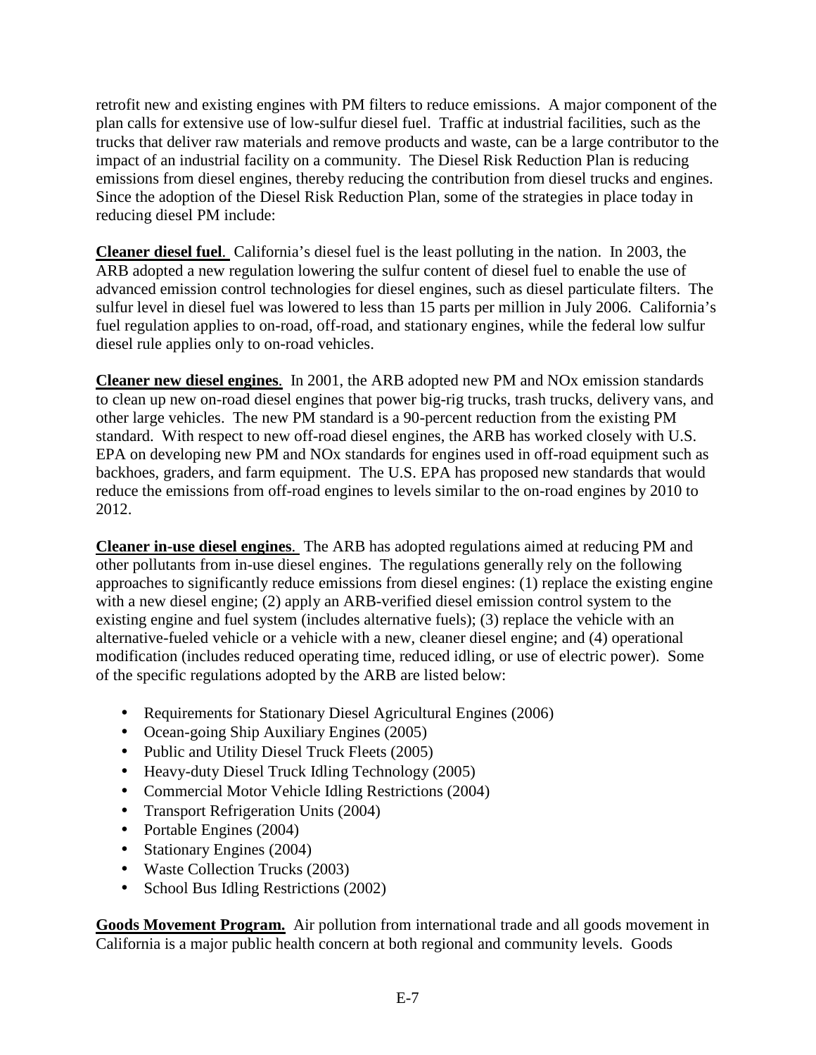retrofit new and existing engines with PM filters to reduce emissions. A major component of the plan calls for extensive use of low-sulfur diesel fuel. Traffic at industrial facilities, such as the trucks that deliver raw materials and remove products and waste, can be a large contributor to the impact of an industrial facility on a community. The Diesel Risk Reduction Plan is reducing emissions from diesel engines, thereby reducing the contribution from diesel trucks and engines. Since the adoption of the Diesel Risk Reduction Plan, some of the strategies in place today in reducing diesel PM include:

**Cleaner diesel fuel**. California's diesel fuel is the least polluting in the nation. In 2003, the ARB adopted a new regulation lowering the sulfur content of diesel fuel to enable the use of advanced emission control technologies for diesel engines, such as diesel particulate filters. The sulfur level in diesel fuel was lowered to less than 15 parts per million in July 2006. California's fuel regulation applies to on-road, off-road, and stationary engines, while the federal low sulfur diesel rule applies only to on-road vehicles.

**Cleaner new diesel engines**. In 2001, the ARB adopted new PM and NOx emission standards to clean up new on-road diesel engines that power big-rig trucks, trash trucks, delivery vans, and other large vehicles. The new PM standard is a 90-percent reduction from the existing PM standard. With respect to new off-road diesel engines, the ARB has worked closely with U.S. EPA on developing new PM and NOx standards for engines used in off-road equipment such as backhoes, graders, and farm equipment. The U.S. EPA has proposed new standards that would reduce the emissions from off-road engines to levels similar to the on-road engines by 2010 to 2012.

**Cleaner in-use diesel engines**. The ARB has adopted regulations aimed at reducing PM and other pollutants from in-use diesel engines. The regulations generally rely on the following approaches to significantly reduce emissions from diesel engines: (1) replace the existing engine with a new diesel engine; (2) apply an ARB-verified diesel emission control system to the existing engine and fuel system (includes alternative fuels); (3) replace the vehicle with an alternative-fueled vehicle or a vehicle with a new, cleaner diesel engine; and (4) operational modification (includes reduced operating time, reduced idling, or use of electric power). Some of the specific regulations adopted by the ARB are listed below:

- Requirements for Stationary Diesel Agricultural Engines (2006)
- Ocean-going Ship Auxiliary Engines (2005)
- Public and Utility Diesel Truck Fleets (2005)
- Heavy-duty Diesel Truck Idling Technology (2005)
- Commercial Motor Vehicle Idling Restrictions (2004)
- Transport Refrigeration Units (2004)
- Portable Engines (2004)
- Stationary Engines (2004)
- Waste Collection Trucks (2003)
- School Bus Idling Restrictions (2002)

**Goods Movement Program.** Air pollution from international trade and all goods movement in California is a major public health concern at both regional and community levels. Goods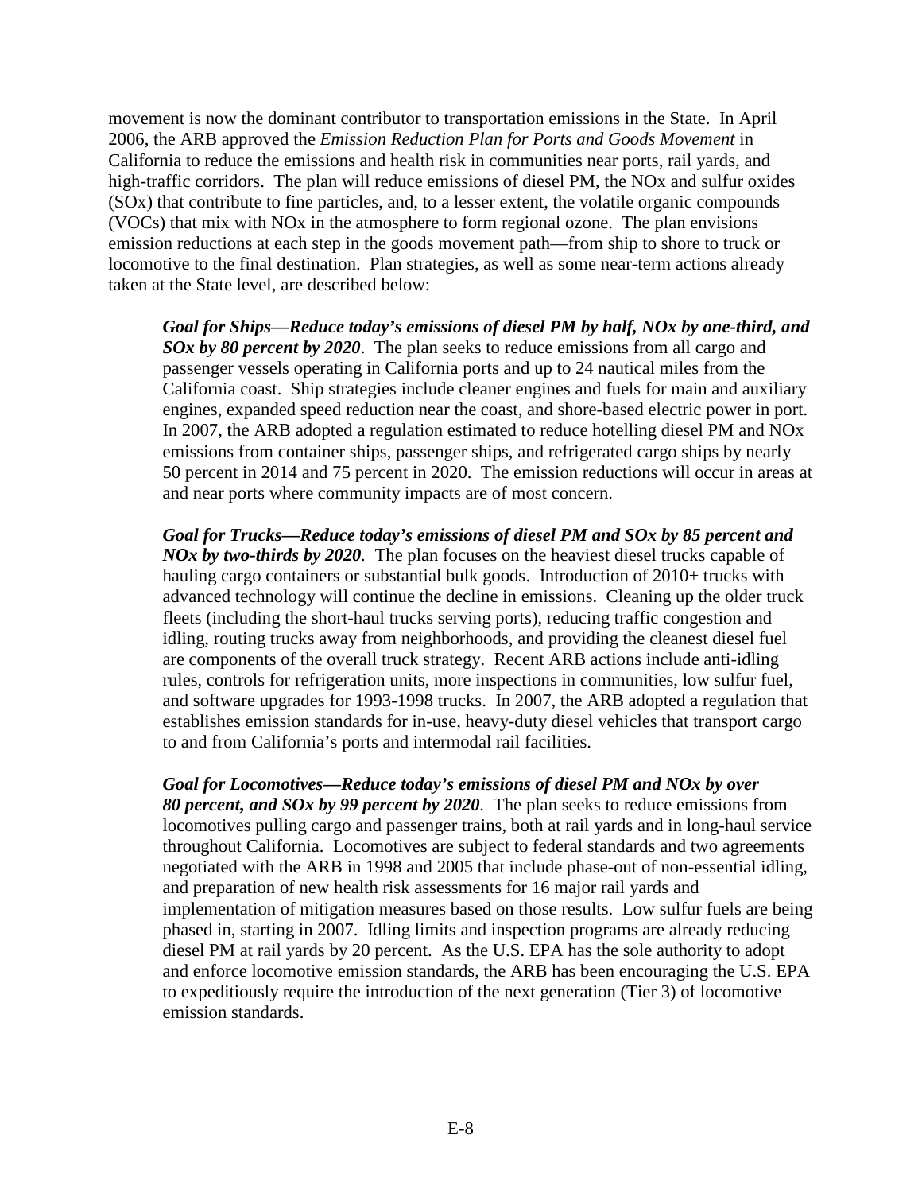movement is now the dominant contributor to transportation emissions in the State. In April 2006, the ARB approved the *Emission Reduction Plan for Ports and Goods Movement* in California to reduce the emissions and health risk in communities near ports, rail yards, and high-traffic corridors. The plan will reduce emissions of diesel PM, the NOx and sulfur oxides (SOx) that contribute to fine particles, and, to a lesser extent, the volatile organic compounds (VOCs) that mix with NOx in the atmosphere to form regional ozone. The plan envisions emission reductions at each step in the goods movement path—from ship to shore to truck or locomotive to the final destination. Plan strategies, as well as some near-term actions already taken at the State level, are described below:

> ***Goal for Ships—Reduce today's emissions of diesel PM by half, NOx by one-third, and SOx by 80 percent by 2020***. The plan seeks to reduce emissions from all cargo and passenger vessels operating in California ports and up to 24 nautical miles from the California coast. Ship strategies include cleaner engines and fuels for main and auxiliary engines, expanded speed reduction near the coast, and shore-based electric power in port. In 2007, the ARB adopted a regulation estimated to reduce hotelling diesel PM and NOx emissions from container ships, passenger ships, and refrigerated cargo ships by nearly 50 percent in 2014 and 75 percent in 2020. The emission reductions will occur in areas at and near ports where community impacts are of most concern.
>
> ***Goal for Trucks—Reduce today's emissions of diesel PM and SOx by 85 percent and NOx by two-thirds by 2020***. The plan focuses on the heaviest diesel trucks capable of hauling cargo containers or substantial bulk goods. Introduction of 2010+ trucks with advanced technology will continue the decline in emissions. Cleaning up the older truck fleets (including the short-haul trucks serving ports), reducing traffic congestion and idling, routing trucks away from neighborhoods, and providing the cleanest diesel fuel are components of the overall truck strategy. Recent ARB actions include anti-idling rules, controls for refrigeration units, more inspections in communities, low sulfur fuel, and software upgrades for 1993-1998 trucks. In 2007, the ARB adopted a regulation that establishes emission standards for in-use, heavy-duty diesel vehicles that transport cargo to and from California's ports and intermodal rail facilities.
>
> ***Goal for Locomotives—Reduce today's emissions of diesel PM and NOx by over 80 percent, and SOx by 99 percent by 2020***. The plan seeks to reduce emissions from locomotives pulling cargo and passenger trains, both at rail yards and in long-haul service throughout California. Locomotives are subject to federal standards and two agreements negotiated with the ARB in 1998 and 2005 that include phase-out of non-essential idling, and preparation of new health risk assessments for 16 major rail yards and implementation of mitigation measures based on those results. Low sulfur fuels are being phased in, starting in 2007. Idling limits and inspection programs are already reducing diesel PM at rail yards by 20 percent. As the U.S. EPA has the sole authority to adopt and enforce locomotive emission standards, the ARB has been encouraging the U.S. EPA to expeditiously require the introduction of the next generation (Tier 3) of locomotive emission standards.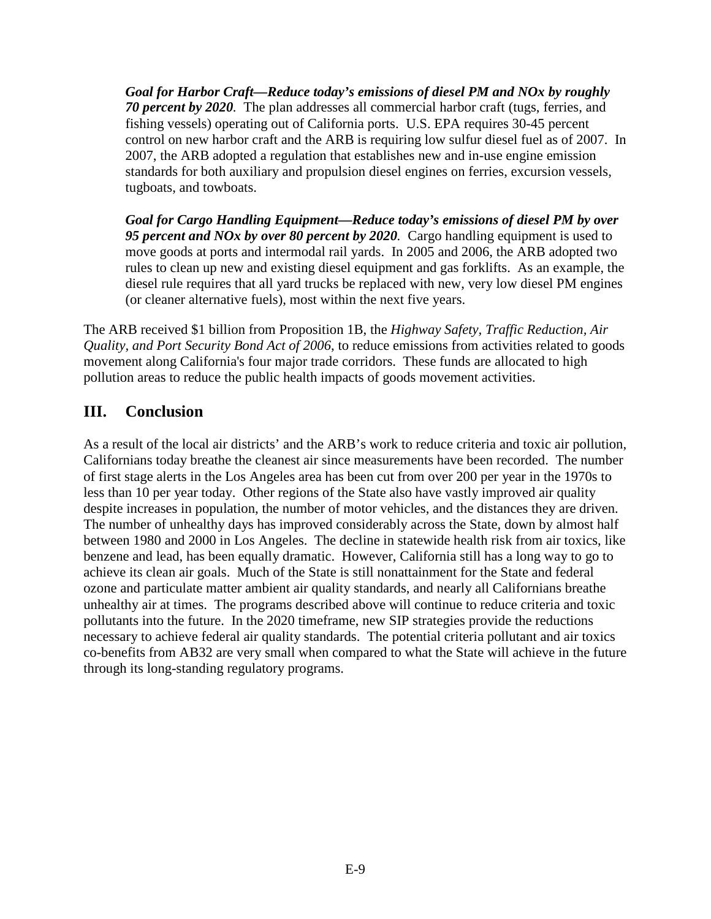***Goal for Harbor Craft—Reduce today's emissions of diesel PM and NOx by roughly 70 percent by 2020.*** The plan addresses all commercial harbor craft (tugs, ferries, and fishing vessels) operating out of California ports. U.S. EPA requires 30-45 percent control on new harbor craft and the ARB is requiring low sulfur diesel fuel as of 2007. In 2007, the ARB adopted a regulation that establishes new and in-use engine emission standards for both auxiliary and propulsion diesel engines on ferries, excursion vessels, tugboats, and towboats.

***Goal for Cargo Handling Equipment—Reduce today's emissions of diesel PM by over 95 percent and NOx by over 80 percent by 2020.*** Cargo handling equipment is used to move goods at ports and intermodal rail yards. In 2005 and 2006, the ARB adopted two rules to clean up new and existing diesel equipment and gas forklifts. As an example, the diesel rule requires that all yard trucks be replaced with new, very low diesel PM engines (or cleaner alternative fuels), most within the next five years.

The ARB received $1 billion from Proposition 1B, the *Highway Safety, Traffic Reduction, Air Quality, and Port Security Bond Act of 2006*, to reduce emissions from activities related to goods movement along California's four major trade corridors. These funds are allocated to high pollution areas to reduce the public health impacts of goods movement activities.

## III. Conclusion

As a result of the local air districts' and the ARB's work to reduce criteria and toxic air pollution, Californians today breathe the cleanest air since measurements have been recorded. The number of first stage alerts in the Los Angeles area has been cut from over 200 per year in the 1970s to less than 10 per year today. Other regions of the State also have vastly improved air quality despite increases in population, the number of motor vehicles, and the distances they are driven. The number of unhealthy days has improved considerably across the State, down by almost half between 1980 and 2000 in Los Angeles. The decline in statewide health risk from air toxics, like benzene and lead, has been equally dramatic. However, California still has a long way to go to achieve its clean air goals. Much of the State is still nonattainment for the State and federal ozone and particulate matter ambient air quality standards, and nearly all Californians breathe unhealthy air at times. The programs described above will continue to reduce criteria and toxic pollutants into the future. In the 2020 timeframe, new SIP strategies provide the reductions necessary to achieve federal air quality standards. The potential criteria pollutant and air toxics co-benefits from AB32 are very small when compared to what the State will achieve in the future through its long-standing regulatory programs.